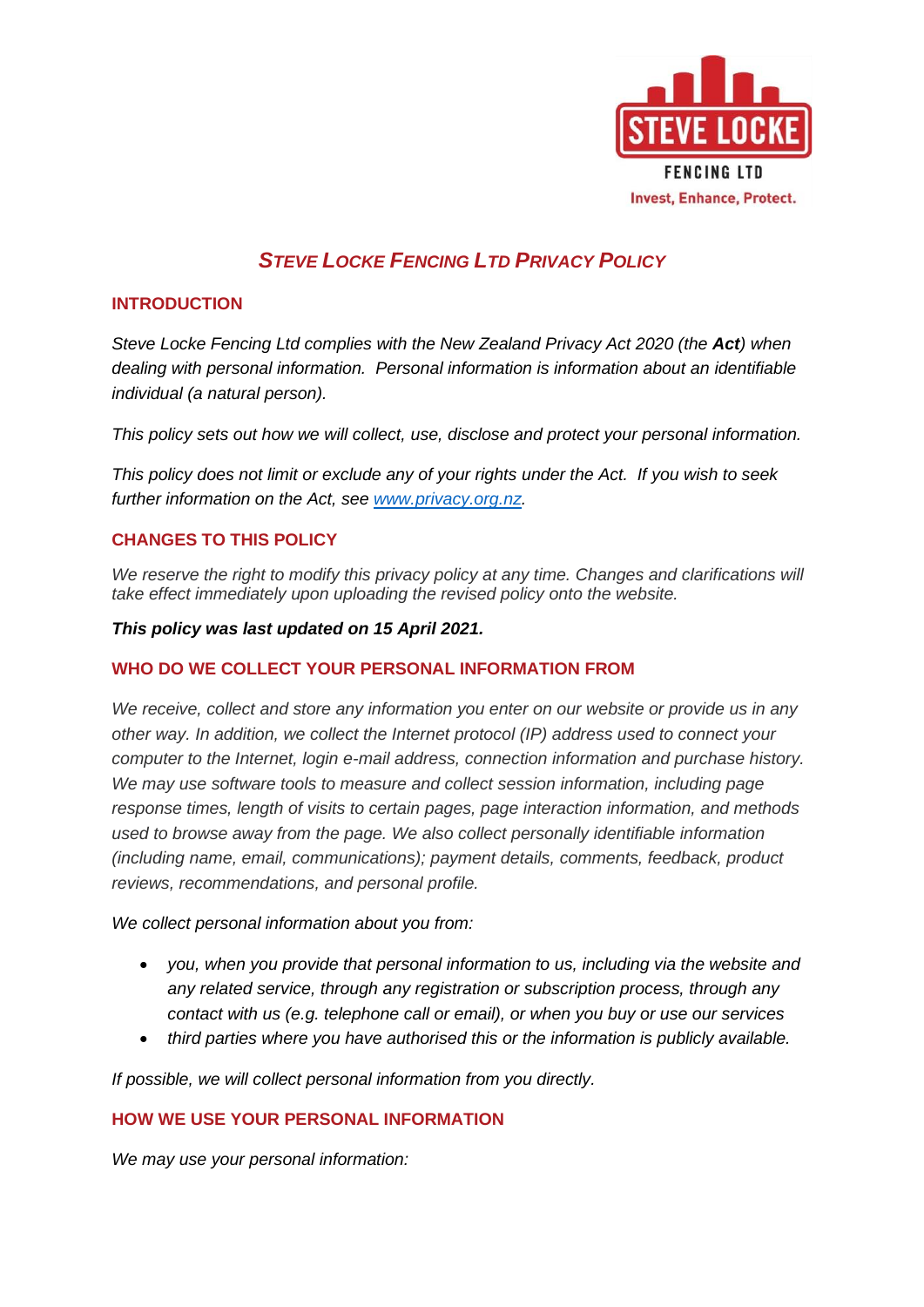# *STEVE LOCKE FENCING LTD PRIVACY POLICY*

## INTRODUCTION

*Steve Locke Fencing Ltd complies with the New Zealand Privacy Act 2020 (the **Act**) when dealing with personal information. Personal information is information about an identifiable individual (a natural person).*

*This policy sets out how we will collect, use, disclose and protect your personal information.*

*This policy does not limit or exclude any of your rights under the Act. If you wish to seek further information on the Act, see [www.privacy.org.nz](http://www.privacy.org.nz).*

## CHANGES TO THIS POLICY

*We reserve the right to modify this privacy policy at any time. Changes and clarifications will take effect immediately upon uploading the revised policy onto the website.*

***This policy was last updated on 15 April 2021.***

## WHO DO WE COLLECT YOUR PERSONAL INFORMATION FROM

*We receive, collect and store any information you enter on our website or provide us in any other way. In addition, we collect the Internet protocol (IP) address used to connect your computer to the Internet, login e-mail address, connection information and purchase history. We may use software tools to measure and collect session information, including page response times, length of visits to certain pages, page interaction information, and methods used to browse away from the page. We also collect personally identifiable information (including name, email, communications); payment details, comments, feedback, product reviews, recommendations, and personal profile.*

*We collect personal information about you from:*

- *you, when you provide that personal information to us, including via the website and any related service, through any registration or subscription process, through any contact with us (e.g. telephone call or email), or when you buy or use our services*
- *third parties where you have authorised this or the information is publicly available.*

*If possible, we will collect personal information from you directly.*

## HOW WE USE YOUR PERSONAL INFORMATION

*We may use your personal information:*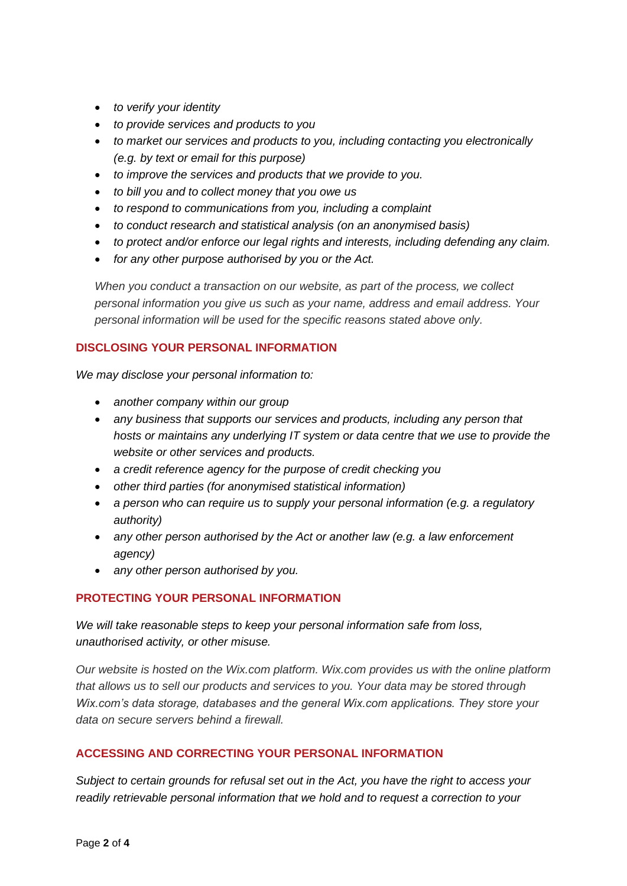- *to verify your identity*
- *to provide services and products to you*
- *to market our services and products to you, including contacting you electronically (e.g. by text or email for this purpose)*
- *to improve the services and products that we provide to you.*
- *to bill you and to collect money that you owe us*
- *to respond to communications from you, including a complaint*
- *to conduct research and statistical analysis (on an anonymised basis)*
- *to protect and/or enforce our legal rights and interests, including defending any claim.*
- *for any other purpose authorised by you or the Act.*

*When you conduct a transaction on our website, as part of the process, we collect personal information you give us such as your name, address and email address. Your personal information will be used for the specific reasons stated above only.*

## DISCLOSING YOUR PERSONAL INFORMATION

*We may disclose your personal information to:*

- *another company within our group*
- *any business that supports our services and products, including any person that hosts or maintains any underlying IT system or data centre that we use to provide the website or other services and products.*
- *a credit reference agency for the purpose of credit checking you*
- *other third parties (for anonymised statistical information)*
- *a person who can require us to supply your personal information (e.g. a regulatory authority)*
- *any other person authorised by the Act or another law (e.g. a law enforcement agency)*
- *any other person authorised by you.*

## PROTECTING YOUR PERSONAL INFORMATION

*We will take reasonable steps to keep your personal information safe from loss, unauthorised activity, or other misuse.*

*Our website is hosted on the Wix.com platform. Wix.com provides us with the online platform that allows us to sell our products and services to you. Your data may be stored through Wix.com's data storage, databases and the general Wix.com applications. They store your data on secure servers behind a firewall.*

## ACCESSING AND CORRECTING YOUR PERSONAL INFORMATION

*Subject to certain grounds for refusal set out in the Act, you have the right to access your readily retrievable personal information that we hold and to request a correction to your*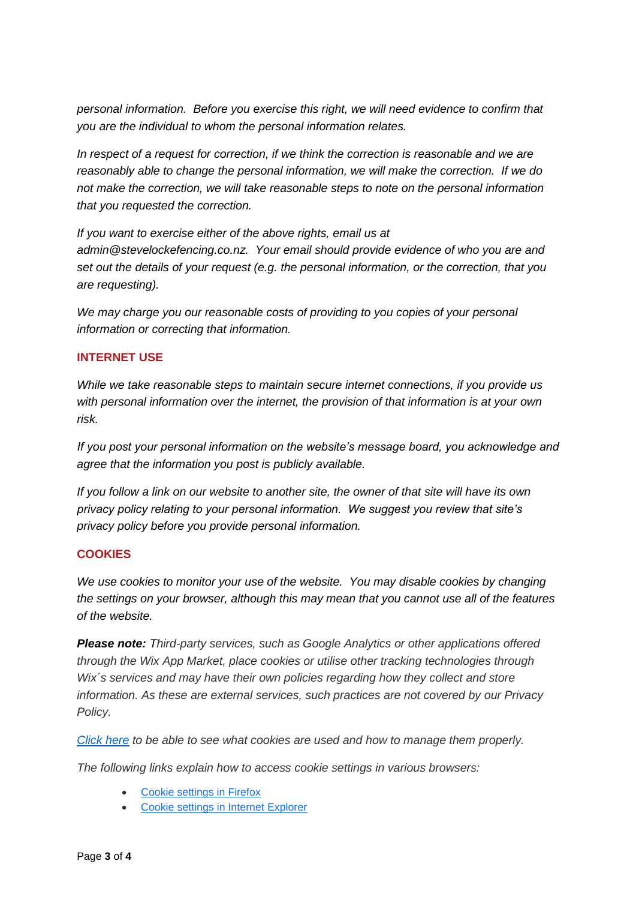*personal information. Before you exercise this right, we will need evidence to confirm that you are the individual to whom the personal information relates.*

*In respect of a request for correction, if we think the correction is reasonable and we are reasonably able to change the personal information, we will make the correction. If we do not make the correction, we will take reasonable steps to note on the personal information that you requested the correction.*

*If you want to exercise either of the above rights, email us at admin@stevelockefencing.co.nz. Your email should provide evidence of who you are and set out the details of your request (e.g. the personal information, or the correction, that you are requesting).*

*We may charge you our reasonable costs of providing to you copies of your personal information or correcting that information.*

## INTERNET USE

*While we take reasonable steps to maintain secure internet connections, if you provide us with personal information over the internet, the provision of that information is at your own risk.*

*If you post your personal information on the website's message board, you acknowledge and agree that the information you post is publicly available.*

*If you follow a link on our website to another site, the owner of that site will have its own privacy policy relating to your personal information. We suggest you review that site's privacy policy before you provide personal information.*

## COOKIES

*We use cookies to monitor your use of the website. You may disable cookies by changing the settings on your browser, although this may mean that you cannot use all of the features of the website.*

***Please note:** Third-party services, such as Google Analytics or other applications offered through the Wix App Market, place cookies or utilise other tracking technologies through Wix´s services and may have their own policies regarding how they collect and store information. As these are external services, such practices are not covered by our Privacy Policy.*

*Click here to be able to see what cookies are used and how to manage them properly.*

*The following links explain how to access cookie settings in various browsers:*

- Cookie settings in Firefox
- Cookie settings in Internet Explorer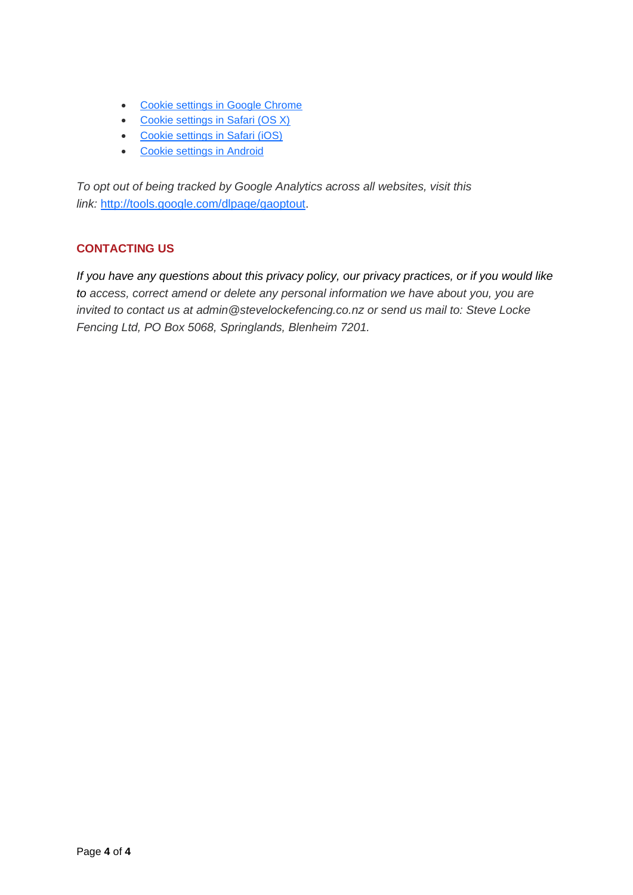- [Cookie settings in Google Chrome]
- [Cookie settings in Safari (OS X)]
- [Cookie settings in Safari (iOS)]
- [Cookie settings in Android]

*To opt out of being tracked by Google Analytics across all websites, visit this link:* http://tools.google.com/dlpage/gaoptout.

## CONTACTING US

*If you have any questions about this privacy policy, our privacy practices, or if you would like to access, correct amend or delete any personal information we have about you, you are invited to contact us at admin@stevelockefencing.co.nz or send us mail to: Steve Locke Fencing Ltd, PO Box 5068, Springlands, Blenheim 7201.*